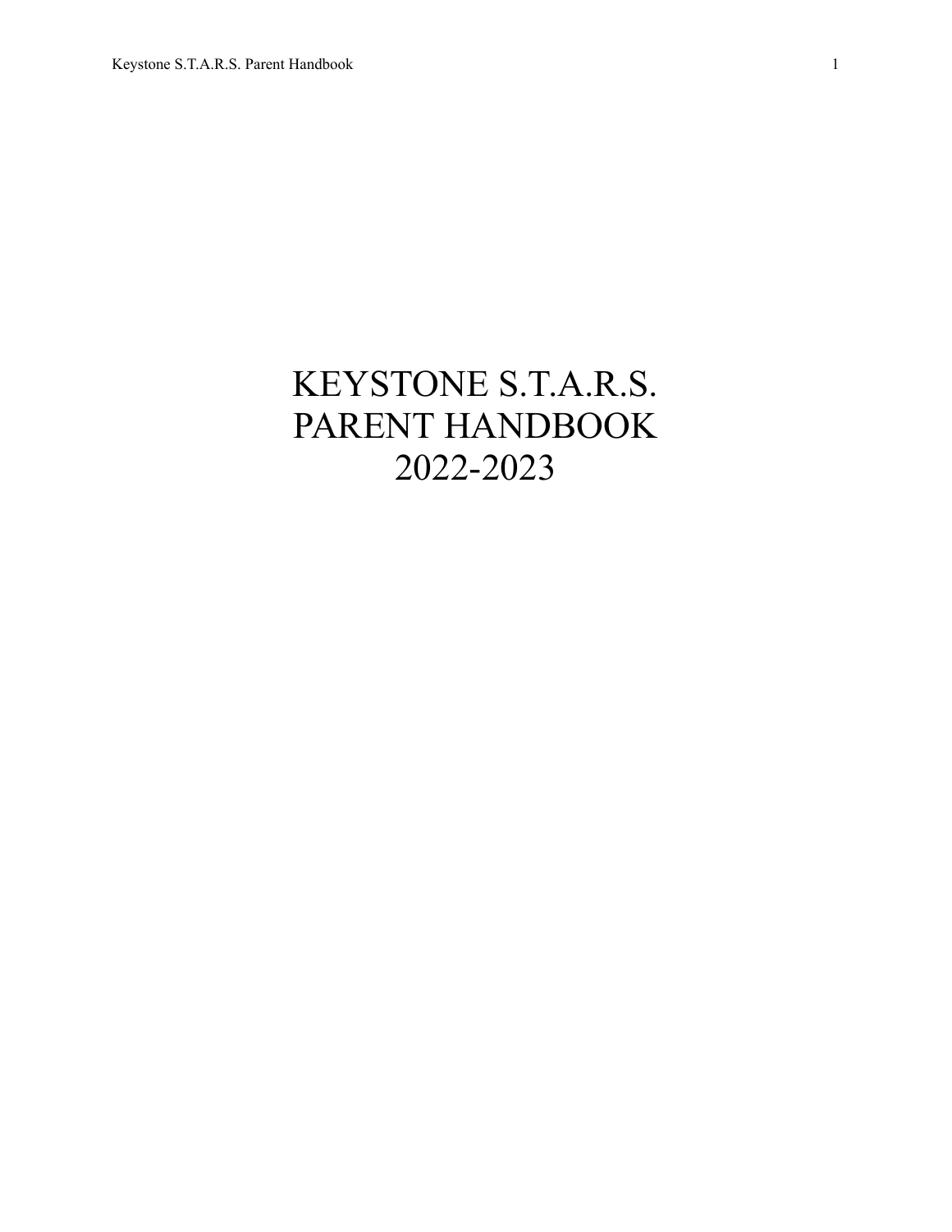# KEYSTONE S.T.A.R.S.
# PARENT HANDBOOK
# 2022-2023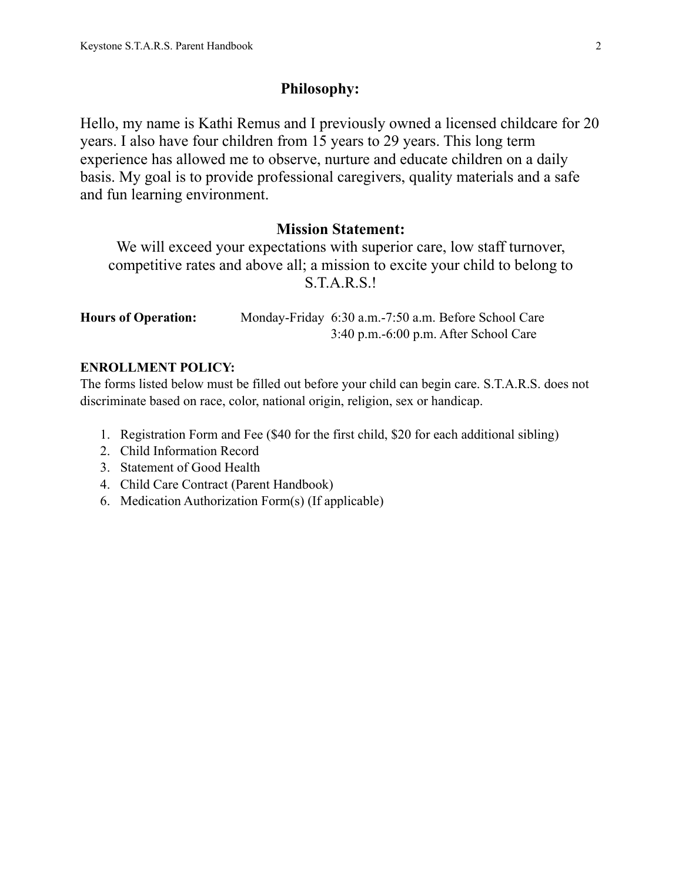## Philosophy:

Hello, my name is Kathi Remus and I previously owned a licensed childcare for 20 years. I also have four children from 15 years to 29 years. This long term experience has allowed me to observe, nurture and educate children on a daily basis. My goal is to provide professional caregivers, quality materials and a safe and fun learning environment.

## Mission Statement:

We will exceed your expectations with superior care, low staff turnover, competitive rates and above all; a mission to excite your child to belong to S.T.A.R.S.!

**Hours of Operation:** Monday-Friday 6:30 a.m.-7:50 a.m. Before School Care
3:40 p.m.-6:00 p.m. After School Care

**ENROLLMENT POLICY:**

The forms listed below must be filled out before your child can begin care. S.T.A.R.S. does not discriminate based on race, color, national origin, religion, sex or handicap.

1. Registration Form and Fee ($40 for the first child, $20 for each additional sibling)
2. Child Information Record
3. Statement of Good Health
4. Child Care Contract (Parent Handbook)
6. Medication Authorization Form(s) (If applicable)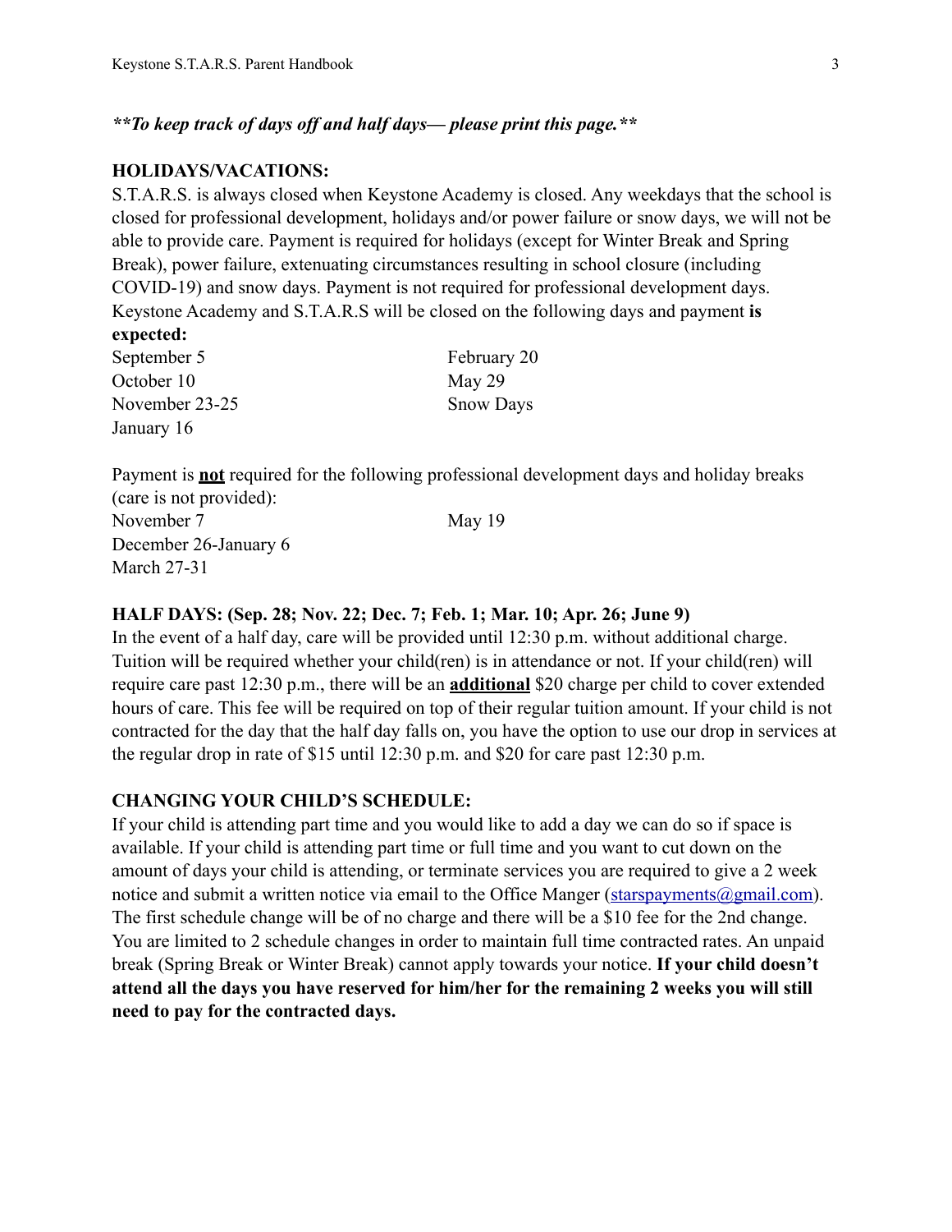***\*\*To keep track of days off and half days— please print this page.\*\****

**HOLIDAYS/VACATIONS:**

S.T.A.R.S. is always closed when Keystone Academy is closed. Any weekdays that the school is closed for professional development, holidays and/or power failure or snow days, we will not be able to provide care. Payment is required for holidays (except for Winter Break and Spring Break), power failure, extenuating circumstances resulting in school closure (including COVID-19) and snow days. Payment is not required for professional development days. Keystone Academy and S.T.A.R.S will be closed on the following days and payment **is expected:**

September 5
October 10
November 23-25
January 16
February 20
May 29
Snow Days

Payment is **<u>not</u>** required for the following professional development days and holiday breaks (care is not provided):

November 7
December 26-January 6
March 27-31
May 19

**HALF DAYS: (Sep. 28; Nov. 22; Dec. 7; Feb. 1; Mar. 10; Apr. 26; June 9)**

In the event of a half day, care will be provided until 12:30 p.m. without additional charge. Tuition will be required whether your child(ren) is in attendance or not. If your child(ren) will require care past 12:30 p.m., there will be an **<u>additional</u>** $20 charge per child to cover extended hours of care. This fee will be required on top of their regular tuition amount. If your child is not contracted for the day that the half day falls on, you have the option to use our drop in services at the regular drop in rate of $15 until 12:30 p.m. and $20 for care past 12:30 p.m.

**CHANGING YOUR CHILD'S SCHEDULE:**

If your child is attending part time and you would like to add a day we can do so if space is available. If your child is attending part time or full time and you want to cut down on the amount of days your child is attending, or terminate services you are required to give a 2 week notice and submit a written notice via email to the Office Manger (starspayments@gmail.com). The first schedule change will be of no charge and there will be a $10 fee for the 2nd change. You are limited to 2 schedule changes in order to maintain full time contracted rates. An unpaid break (Spring Break or Winter Break) cannot apply towards your notice. **If your child doesn't attend all the days you have reserved for him/her for the remaining 2 weeks you will still need to pay for the contracted days.**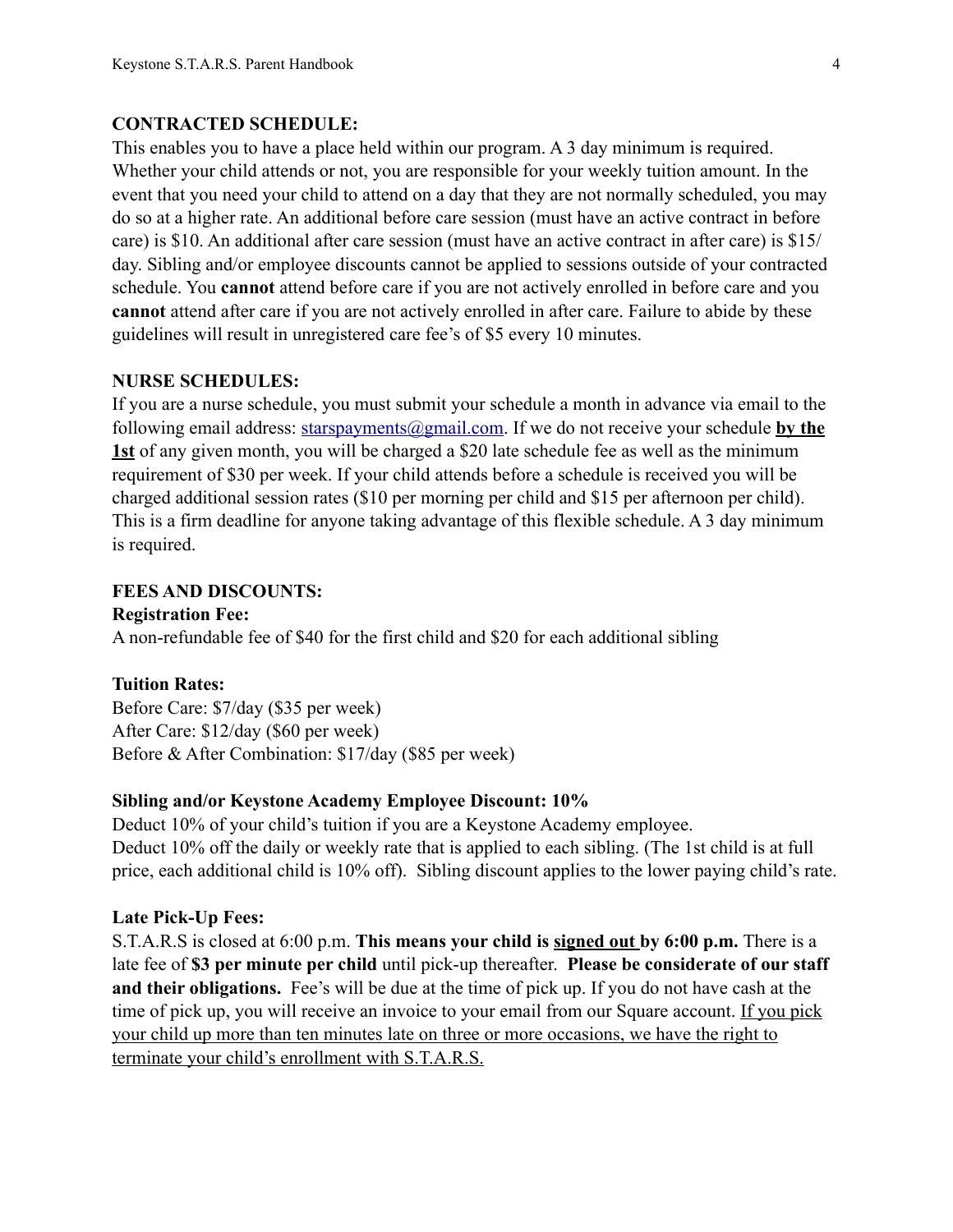**CONTRACTED SCHEDULE:**

This enables you to have a place held within our program. A 3 day minimum is required. Whether your child attends or not, you are responsible for your weekly tuition amount. In the event that you need your child to attend on a day that they are not normally scheduled, you may do so at a higher rate. An additional before care session (must have an active contract in before care) is $10. An additional after care session (must have an active contract in after care) is $15/ day. Sibling and/or employee discounts cannot be applied to sessions outside of your contracted schedule. You **cannot** attend before care if you are not actively enrolled in before care and you **cannot** attend after care if you are not actively enrolled in after care. Failure to abide by these guidelines will result in unregistered care fee's of $5 every 10 minutes.

**NURSE SCHEDULES:**

If you are a nurse schedule, you must submit your schedule a month in advance via email to the following email address: starspayments@gmail.com. If we do not receive your schedule **by the 1st** of any given month, you will be charged a $20 late schedule fee as well as the minimum requirement of $30 per week. If your child attends before a schedule is received you will be charged additional session rates ($10 per morning per child and $15 per afternoon per child). This is a firm deadline for anyone taking advantage of this flexible schedule. A 3 day minimum is required.

**FEES AND DISCOUNTS:**

**Registration Fee:**

A non-refundable fee of $40 for the first child and $20 for each additional sibling

**Tuition Rates:**

Before Care: $7/day ($35 per week)
After Care: $12/day ($60 per week)
Before & After Combination: $17/day ($85 per week)

**Sibling and/or Keystone Academy Employee Discount: 10%**

Deduct 10% of your child's tuition if you are a Keystone Academy employee.
Deduct 10% off the daily or weekly rate that is applied to each sibling. (The 1st child is at full price, each additional child is 10% off). Sibling discount applies to the lower paying child's rate.

**Late Pick-Up Fees:**

S.T.A.R.S is closed at 6:00 p.m. **This means your child is signed out by 6:00 p.m.** There is a late fee of **$3 per minute per child** until pick-up thereafter. **Please be considerate of our staff and their obligations.** Fee's will be due at the time of pick up. If you do not have cash at the time of pick up, you will receive an invoice to your email from our Square account. If you pick your child up more than ten minutes late on three or more occasions, we have the right to terminate your child's enrollment with S.T.A.R.S.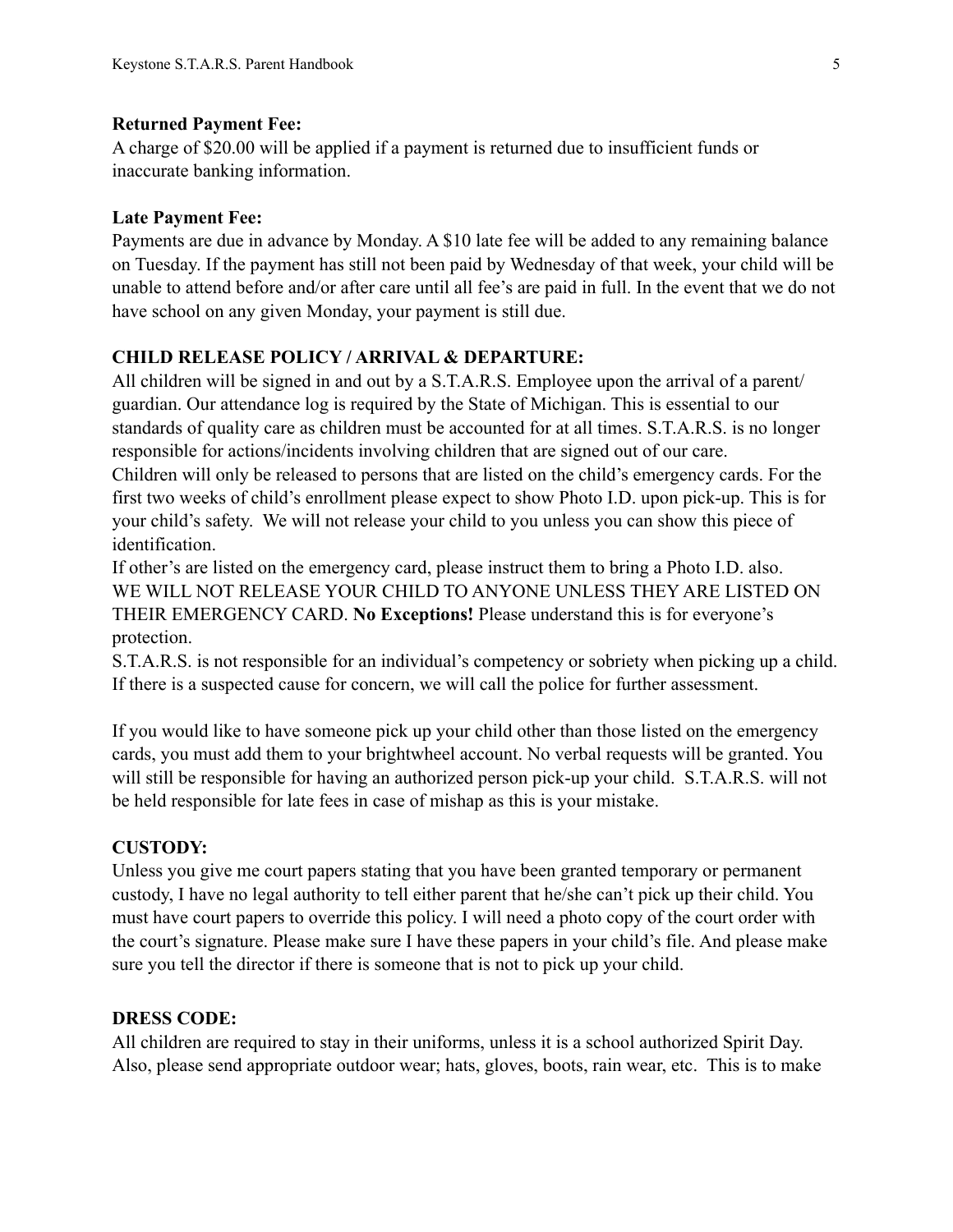**Returned Payment Fee:**
A charge of $20.00 will be applied if a payment is returned due to insufficient funds or inaccurate banking information.

**Late Payment Fee:**
Payments are due in advance by Monday. A $10 late fee will be added to any remaining balance on Tuesday. If the payment has still not been paid by Wednesday of that week, your child will be unable to attend before and/or after care until all fee's are paid in full. In the event that we do not have school on any given Monday, your payment is still due.

**CHILD RELEASE POLICY / ARRIVAL & DEPARTURE:**
All children will be signed in and out by a S.T.A.R.S. Employee upon the arrival of a parent/guardian. Our attendance log is required by the State of Michigan. This is essential to our standards of quality care as children must be accounted for at all times. S.T.A.R.S. is no longer responsible for actions/incidents involving children that are signed out of our care.
Children will only be released to persons that are listed on the child's emergency cards. For the first two weeks of child's enrollment please expect to show Photo I.D. upon pick-up. This is for your child's safety. We will not release your child to you unless you can show this piece of identification.
If other's are listed on the emergency card, please instruct them to bring a Photo I.D. also.
WE WILL NOT RELEASE YOUR CHILD TO ANYONE UNLESS THEY ARE LISTED ON THEIR EMERGENCY CARD. **No Exceptions!** Please understand this is for everyone's protection.
S.T.A.R.S. is not responsible for an individual's competency or sobriety when picking up a child. If there is a suspected cause for concern, we will call the police for further assessment.

If you would like to have someone pick up your child other than those listed on the emergency cards, you must add them to your brightwheel account. No verbal requests will be granted. You will still be responsible for having an authorized person pick-up your child. S.T.A.R.S. will not be held responsible for late fees in case of mishap as this is your mistake.

**CUSTODY:**
Unless you give me court papers stating that you have been granted temporary or permanent custody, I have no legal authority to tell either parent that he/she can't pick up their child. You must have court papers to override this policy. I will need a photo copy of the court order with the court's signature. Please make sure I have these papers in your child's file. And please make sure you tell the director if there is someone that is not to pick up your child.

**DRESS CODE:**
All children are required to stay in their uniforms, unless it is a school authorized Spirit Day. Also, please send appropriate outdoor wear; hats, gloves, boots, rain wear, etc. This is to make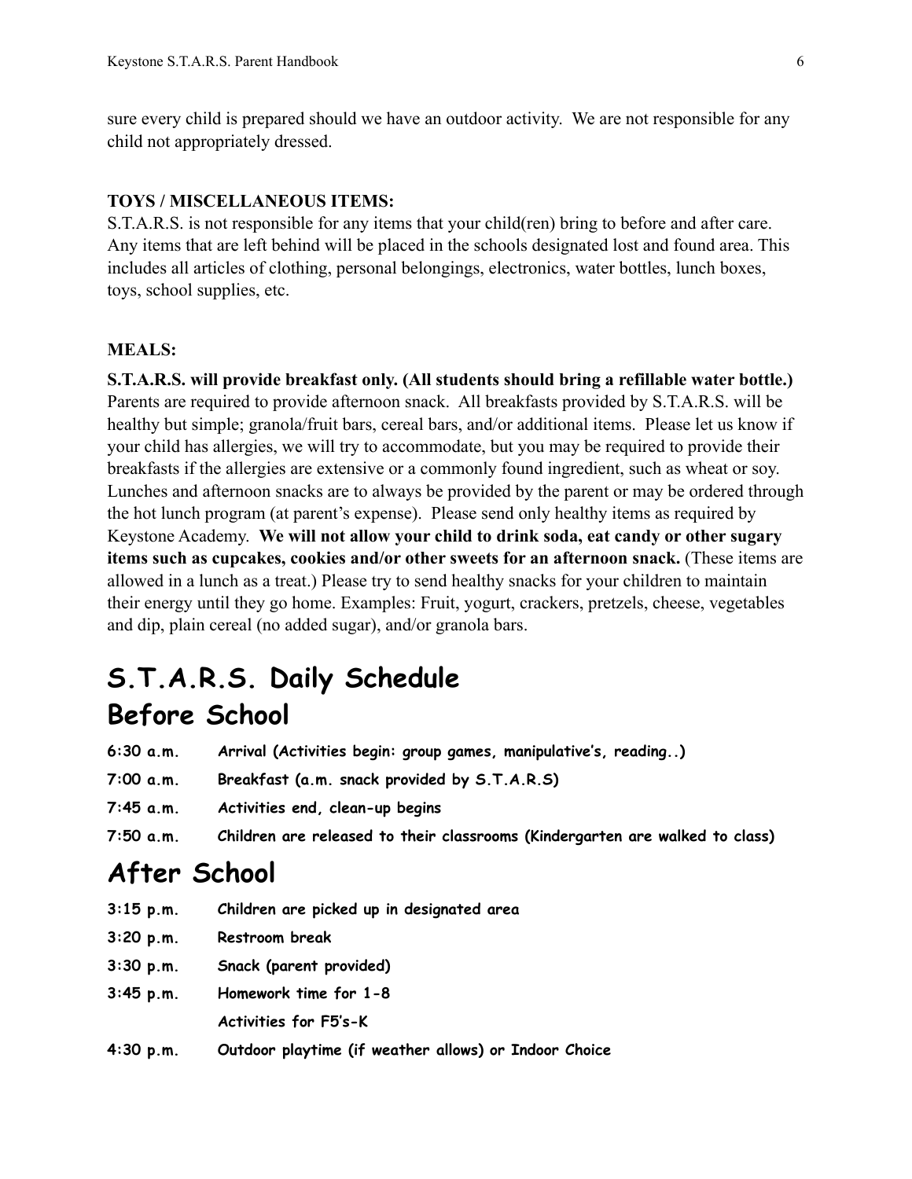sure every child is prepared should we have an outdoor activity. We are not responsible for any child not appropriately dressed.

**TOYS / MISCELLANEOUS ITEMS:**

S.T.A.R.S. is not responsible for any items that your child(ren) bring to before and after care. Any items that are left behind will be placed in the schools designated lost and found area. This includes all articles of clothing, personal belongings, electronics, water bottles, lunch boxes, toys, school supplies, etc.

**MEALS:**

**S.T.A.R.S. will provide breakfast only. (All students should bring a refillable water bottle.)** Parents are required to provide afternoon snack. All breakfasts provided by S.T.A.R.S. will be healthy but simple; granola/fruit bars, cereal bars, and/or additional items. Please let us know if your child has allergies, we will try to accommodate, but you may be required to provide their breakfasts if the allergies are extensive or a commonly found ingredient, such as wheat or soy. Lunches and afternoon snacks are to always be provided by the parent or may be ordered through the hot lunch program (at parent's expense). Please send only healthy items as required by Keystone Academy. **We will not allow your child to drink soda, eat candy or other sugary items such as cupcakes, cookies and/or other sweets for an afternoon snack.** (These items are allowed in a lunch as a treat.) Please try to send healthy snacks for your children to maintain their energy until they go home. Examples: Fruit, yogurt, crackers, pretzels, cheese, vegetables and dip, plain cereal (no added sugar), and/or granola bars.

# S.T.A.R.S. Daily Schedule

## Before School

**6:30 a.m.** Arrival (Activities begin: group games, manipulative's, reading..)

**7:00 a.m.** Breakfast (a.m. snack provided by S.T.A.R.S)

**7:45 a.m.** Activities end, clean-up begins

**7:50 a.m.** Children are released to their classrooms (Kindergarten are walked to class)

## After School

**3:15 p.m.** Children are picked up in designated area

**3:20 p.m.** Restroom break

**3:30 p.m.** Snack (parent provided)

**3:45 p.m.** Homework time for 1-8
Activities for F5's-K

**4:30 p.m.** Outdoor playtime (if weather allows) or Indoor Choice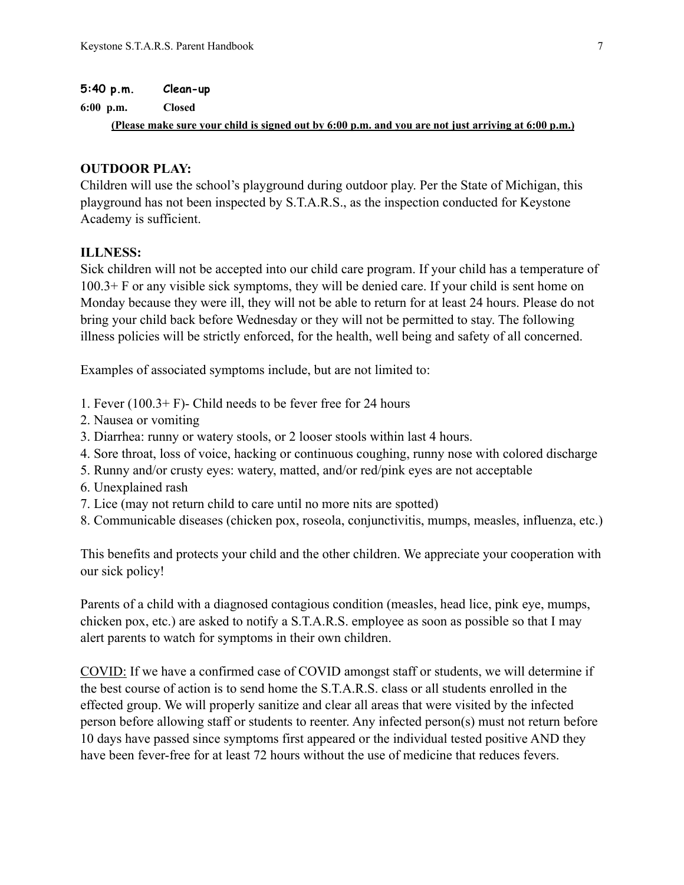**5:40 p.m. Clean-up**

**6:00 p.m. Closed**

**(Please make sure your child is signed out by 6:00 p.m. and you are not just arriving at 6:00 p.m.)**

**OUTDOOR PLAY:**

Children will use the school's playground during outdoor play. Per the State of Michigan, this playground has not been inspected by S.T.A.R.S., as the inspection conducted for Keystone Academy is sufficient.

**ILLNESS:**

Sick children will not be accepted into our child care program. If your child has a temperature of 100.3+ F or any visible sick symptoms, they will be denied care. If your child is sent home on Monday because they were ill, they will not be able to return for at least 24 hours. Please do not bring your child back before Wednesday or they will not be permitted to stay. The following illness policies will be strictly enforced, for the health, well being and safety of all concerned.

Examples of associated symptoms include, but are not limited to:

1. Fever (100.3+ F)- Child needs to be fever free for 24 hours
2. Nausea or vomiting
3. Diarrhea: runny or watery stools, or 2 looser stools within last 4 hours.
4. Sore throat, loss of voice, hacking or continuous coughing, runny nose with colored discharge
5. Runny and/or crusty eyes: watery, matted, and/or red/pink eyes are not acceptable
6. Unexplained rash
7. Lice (may not return child to care until no more nits are spotted)
8. Communicable diseases (chicken pox, roseola, conjunctivitis, mumps, measles, influenza, etc.)

This benefits and protects your child and the other children. We appreciate your cooperation with our sick policy!

Parents of a child with a diagnosed contagious condition (measles, head lice, pink eye, mumps, chicken pox, etc.) are asked to notify a S.T.A.R.S. employee as soon as possible so that I may alert parents to watch for symptoms in their own children.

<u>COVID:</u> If we have a confirmed case of COVID amongst staff or students, we will determine if the best course of action is to send home the S.T.A.R.S. class or all students enrolled in the effected group. We will properly sanitize and clear all areas that were visited by the infected person before allowing staff or students to reenter. Any infected person(s) must not return before 10 days have passed since symptoms first appeared or the individual tested positive AND they have been fever-free for at least 72 hours without the use of medicine that reduces fevers.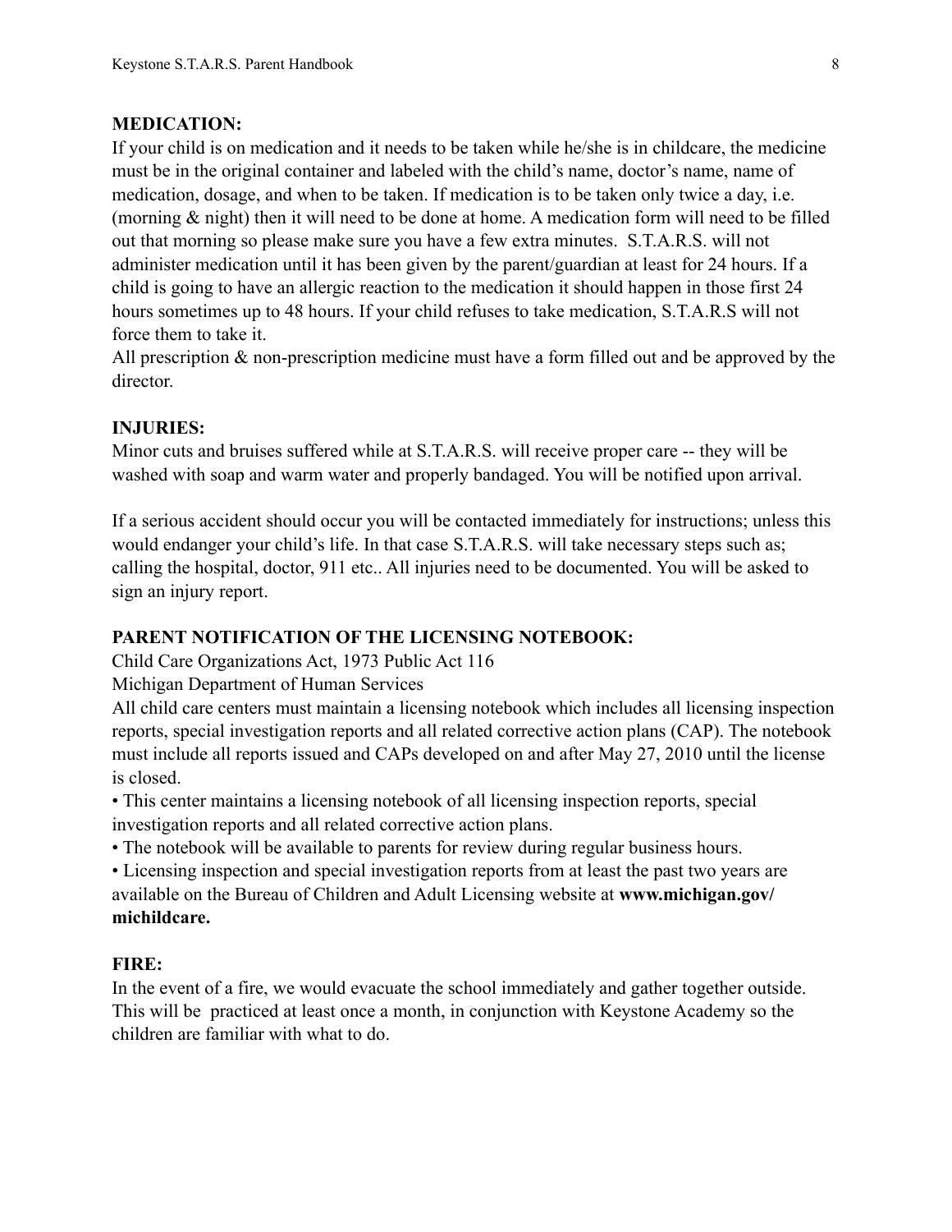**MEDICATION:**

If your child is on medication and it needs to be taken while he/she is in childcare, the medicine must be in the original container and labeled with the child's name, doctor's name, name of medication, dosage, and when to be taken. If medication is to be taken only twice a day, i.e. (morning & night) then it will need to be done at home. A medication form will need to be filled out that morning so please make sure you have a few extra minutes. S.T.A.R.S. will not administer medication until it has been given by the parent/guardian at least for 24 hours. If a child is going to have an allergic reaction to the medication it should happen in those first 24 hours sometimes up to 48 hours. If your child refuses to take medication, S.T.A.R.S will not force them to take it.

All prescription & non-prescription medicine must have a form filled out and be approved by the director.

**INJURIES:**

Minor cuts and bruises suffered while at S.T.A.R.S. will receive proper care -- they will be washed with soap and warm water and properly bandaged. You will be notified upon arrival.

If a serious accident should occur you will be contacted immediately for instructions; unless this would endanger your child's life. In that case S.T.A.R.S. will take necessary steps such as; calling the hospital, doctor, 911 etc.. All injuries need to be documented. You will be asked to sign an injury report.

**PARENT NOTIFICATION OF THE LICENSING NOTEBOOK:**

Child Care Organizations Act, 1973 Public Act 116

Michigan Department of Human Services

All child care centers must maintain a licensing notebook which includes all licensing inspection reports, special investigation reports and all related corrective action plans (CAP). The notebook must include all reports issued and CAPs developed on and after May 27, 2010 until the license is closed.

- This center maintains a licensing notebook of all licensing inspection reports, special investigation reports and all related corrective action plans.
- The notebook will be available to parents for review during regular business hours.
- Licensing inspection and special investigation reports from at least the past two years are available on the Bureau of Children and Adult Licensing website at **www.michigan.gov/michildcare.**

**FIRE:**

In the event of a fire, we would evacuate the school immediately and gather together outside. This will be practiced at least once a month, in conjunction with Keystone Academy so the children are familiar with what to do.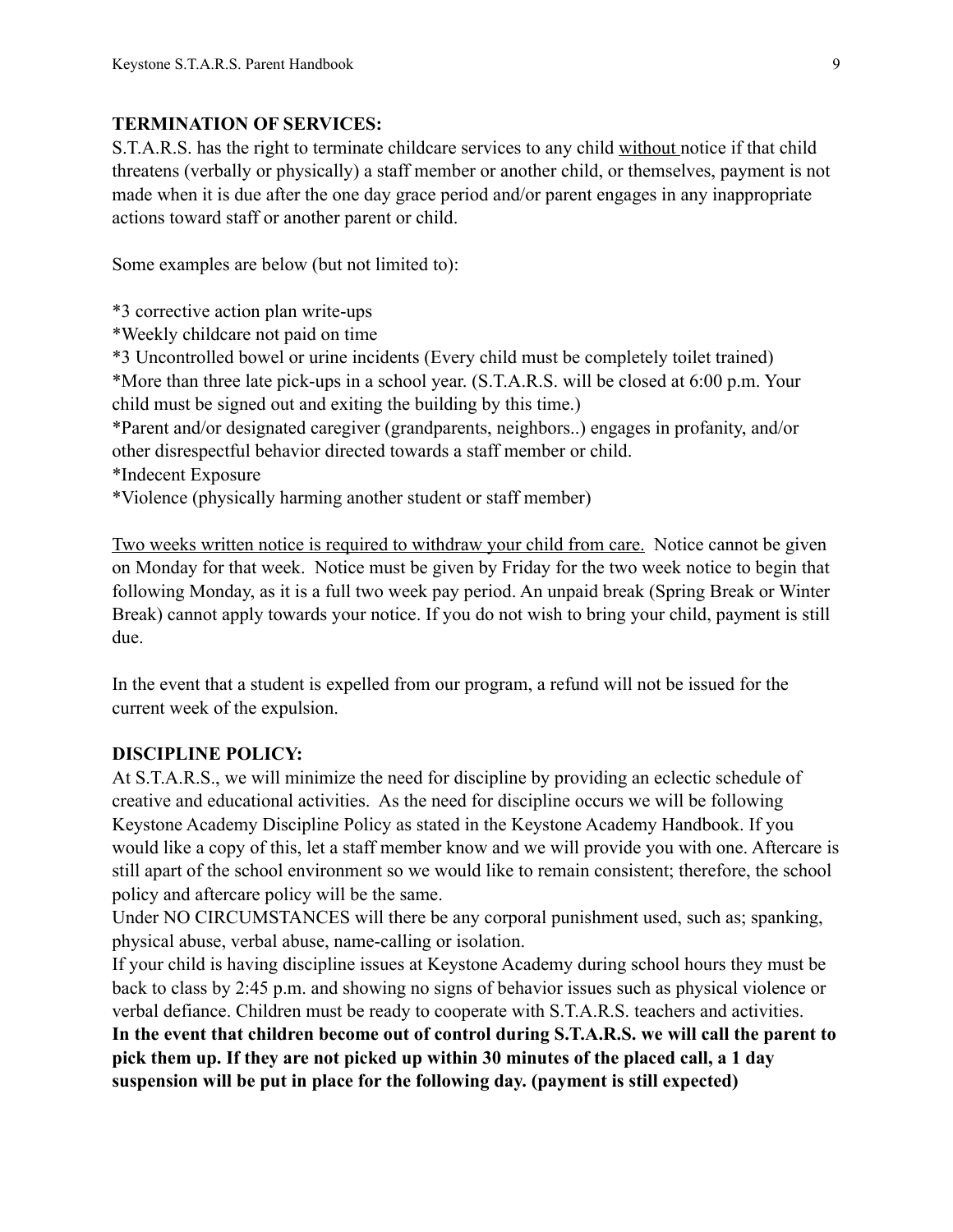**TERMINATION OF SERVICES:**
S.T.A.R.S. has the right to terminate childcare services to any child <u>without</u> notice if that child threatens (verbally or physically) a staff member or another child, or themselves, payment is not made when it is due after the one day grace period and/or parent engages in any inappropriate actions toward staff or another parent or child.

Some examples are below (but not limited to):

*3 corrective action plan write-ups
*Weekly childcare not paid on time
*3 Uncontrolled bowel or urine incidents (Every child must be completely toilet trained)
*More than three late pick-ups in a school year. (S.T.A.R.S. will be closed at 6:00 p.m. Your child must be signed out and exiting the building by this time.)
*Parent and/or designated caregiver (grandparents, neighbors..) engages in profanity, and/or other disrespectful behavior directed towards a staff member or child.
*Indecent Exposure
*Violence (physically harming another student or staff member)

<u>Two weeks written notice is required to withdraw your child from care.</u> Notice cannot be given on Monday for that week. Notice must be given by Friday for the two week notice to begin that following Monday, as it is a full two week pay period. An unpaid break (Spring Break or Winter Break) cannot apply towards your notice. If you do not wish to bring your child, payment is still due.

In the event that a student is expelled from our program, a refund will not be issued for the current week of the expulsion.

**DISCIPLINE POLICY:**
At S.T.A.R.S., we will minimize the need for discipline by providing an eclectic schedule of creative and educational activities. As the need for discipline occurs we will be following Keystone Academy Discipline Policy as stated in the Keystone Academy Handbook. If you would like a copy of this, let a staff member know and we will provide you with one. Aftercare is still apart of the school environment so we would like to remain consistent; therefore, the school policy and aftercare policy will be the same.
Under NO CIRCUMSTANCES will there be any corporal punishment used, such as; spanking, physical abuse, verbal abuse, name-calling or isolation.
If your child is having discipline issues at Keystone Academy during school hours they must be back to class by 2:45 p.m. and showing no signs of behavior issues such as physical violence or verbal defiance. Children must be ready to cooperate with S.T.A.R.S. teachers and activities.
**In the event that children become out of control during S.T.A.R.S. we will call the parent to pick them up. If they are not picked up within 30 minutes of the placed call, a 1 day suspension will be put in place for the following day. (payment is still expected)**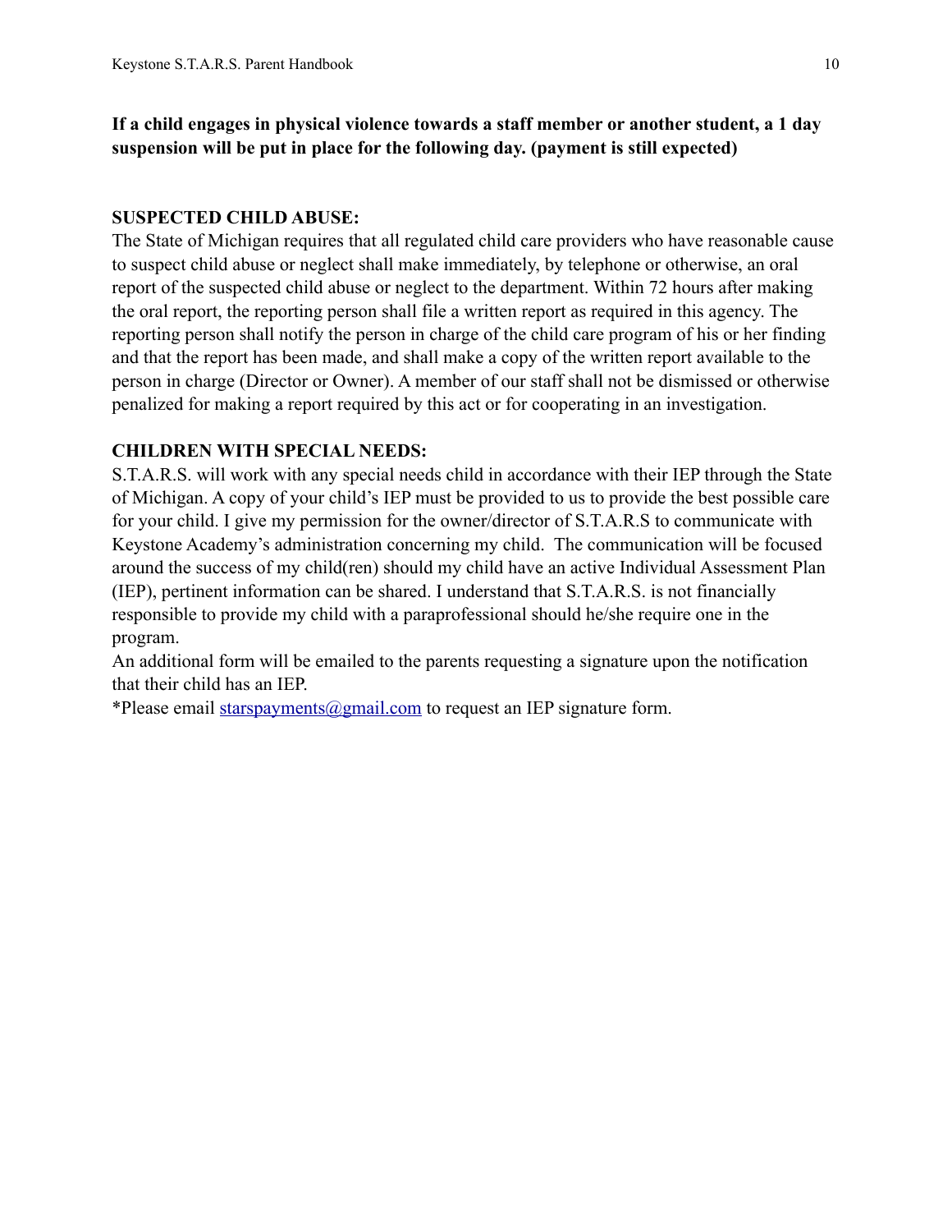**If a child engages in physical violence towards a staff member or another student, a 1 day suspension will be put in place for the following day. (payment is still expected)**

**SUSPECTED CHILD ABUSE:**

The State of Michigan requires that all regulated child care providers who have reasonable cause to suspect child abuse or neglect shall make immediately, by telephone or otherwise, an oral report of the suspected child abuse or neglect to the department. Within 72 hours after making the oral report, the reporting person shall file a written report as required in this agency. The reporting person shall notify the person in charge of the child care program of his or her finding and that the report has been made, and shall make a copy of the written report available to the person in charge (Director or Owner). A member of our staff shall not be dismissed or otherwise penalized for making a report required by this act or for cooperating in an investigation.

**CHILDREN WITH SPECIAL NEEDS:**

S.T.A.R.S. will work with any special needs child in accordance with their IEP through the State of Michigan. A copy of your child's IEP must be provided to us to provide the best possible care for your child. I give my permission for the owner/director of S.T.A.R.S to communicate with Keystone Academy's administration concerning my child. The communication will be focused around the success of my child(ren) should my child have an active Individual Assessment Plan (IEP), pertinent information can be shared. I understand that S.T.A.R.S. is not financially responsible to provide my child with a paraprofessional should he/she require one in the program.

An additional form will be emailed to the parents requesting a signature upon the notification that their child has an IEP.

*Please email starspayments@gmail.com to request an IEP signature form.